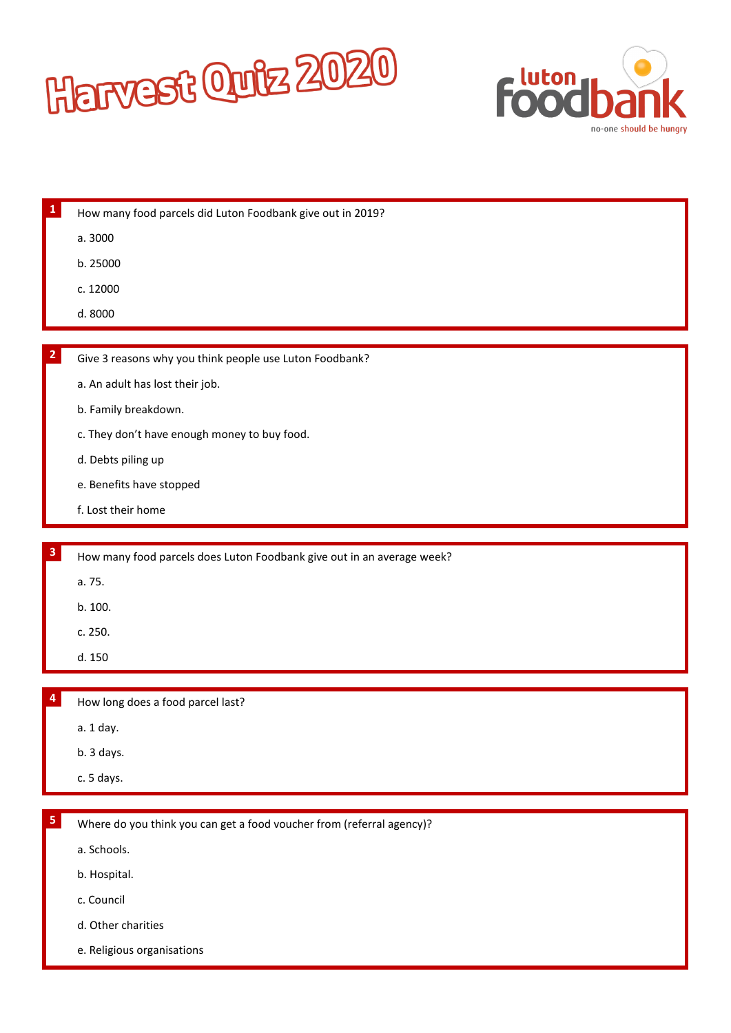# Harvest Quiz 2020

luton foodbank

no-one should be hungry

**1** How many food parcels did Luton Foodbank give out in 2019?

a. 3000

b. 25000

c. 12000

d. 8000

**2** Give 3 reasons why you think people use Luton Foodbank?

a. An adult has lost their job.

b. Family breakdown.

c. They don't have enough money to buy food.

d. Debts piling up

e. Benefits have stopped

f. Lost their home

**3** How many food parcels does Luton Foodbank give out in an average week?

a. 75.

b. 100.

c. 250.

d. 150

**4** How long does a food parcel last?

a. 1 day.

b. 3 days.

c. 5 days.

**5** Where do you think you can get a food voucher from (referral agency)?

a. Schools.

b. Hospital.

c. Council

d. Other charities

e. Religious organisations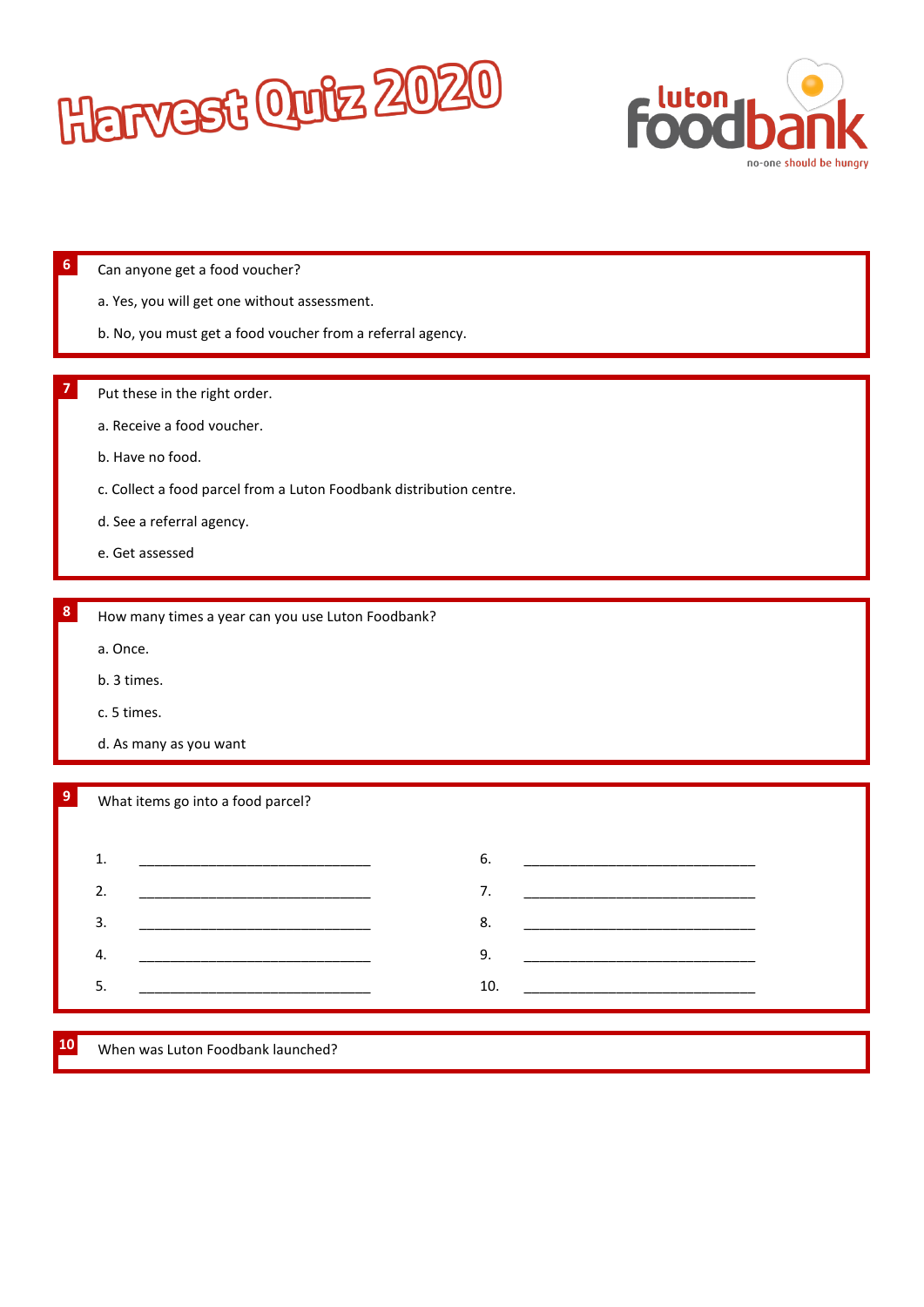# Harvest Quiz 2020

luton foodbank

no-one should be hungry

**6** Can anyone get a food voucher?

a. Yes, you will get one without assessment.

b. No, you must get a food voucher from a referral agency.

**7** Put these in the right order.

a. Receive a food voucher.

b. Have no food.

c. Collect a food parcel from a Luton Foodbank distribution centre.

d. See a referral agency.

e. Get assessed

**8** How many times a year can you use Luton Foodbank?

a. Once.

b. 3 times.

c. 5 times.

d. As many as you want

**9** What items go into a food parcel?

1. ______________________________
2. ______________________________
3. ______________________________
4. ______________________________
5. ______________________________
6. ______________________________
7. ______________________________
8. ______________________________
9. ______________________________
10. ______________________________

**10** When was Luton Foodbank launched?